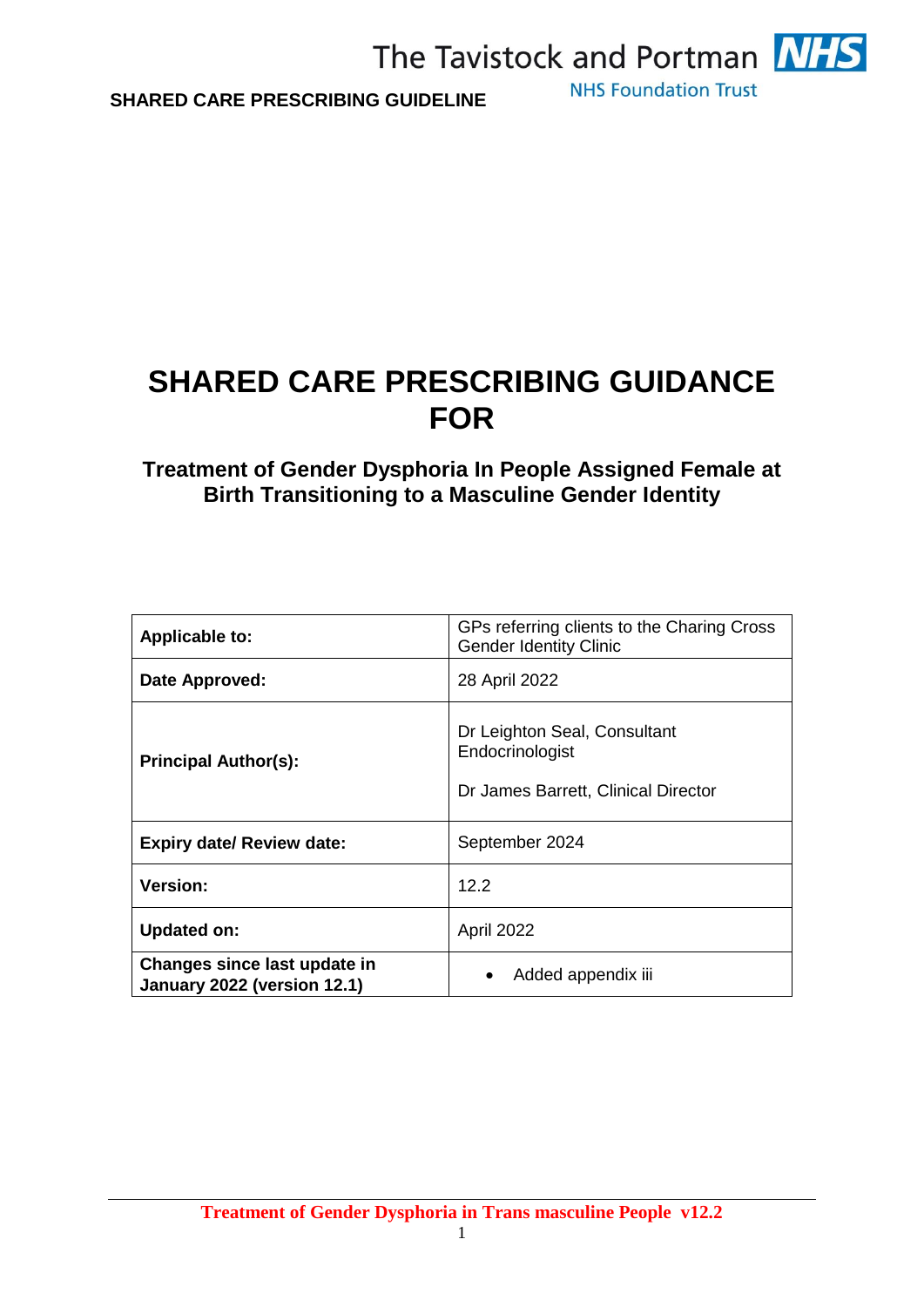The Tavistock and Portman NHS Foundation Trust

**SHARED CARE PRESCRIBING GUIDELINE**

# SHARED CARE PRESCRIBING GUIDANCE FOR

## Treatment of Gender Dysphoria In People Assigned Female at Birth Transitioning to a Masculine Gender Identity

| | |
|---|---|
| **Applicable to:** | GPs referring clients to the Charing Cross Gender Identity Clinic |
| **Date Approved:** | 28 April 2022 |
| **Principal Author(s):** | Dr Leighton Seal, Consultant Endocrinologist<br><br>Dr James Barrett, Clinical Director |
| **Expiry date/ Review date:** | September 2024 |
| **Version:** | 12.2 |
| **Updated on:** | April 2022 |
| **Changes since last update in January 2022 (version 12.1)** | • Added appendix iii |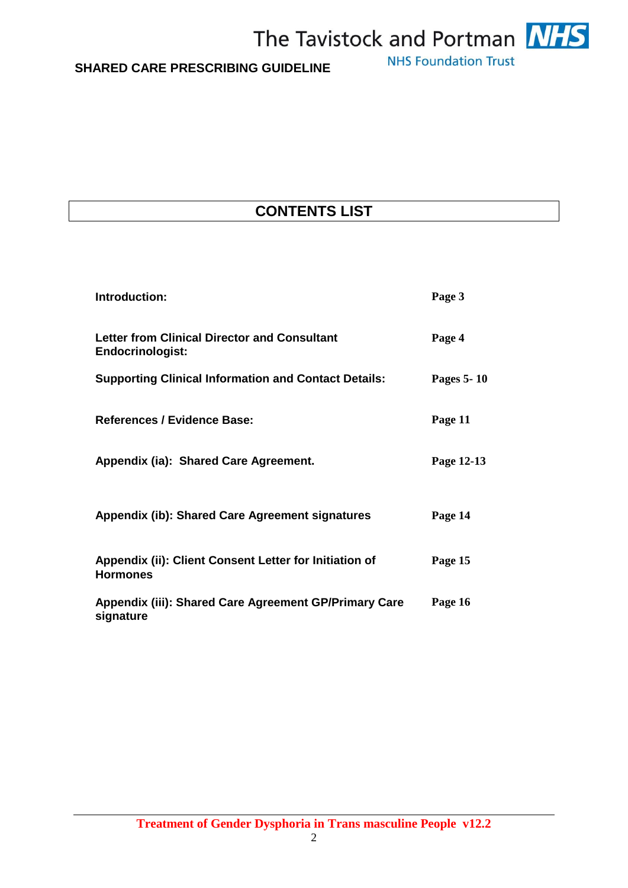# CONTENTS LIST

| | |
|---|---|
| **Introduction:** | **Page 3** |
| **Letter from Clinical Director and Consultant Endocrinologist:** | **Page 4** |
| **Supporting Clinical Information and Contact Details:** | **Pages 5- 10** |
| **References / Evidence Base:** | **Page 11** |
| **Appendix (ia): Shared Care Agreement.** | **Page 12-13** |
| **Appendix (ib): Shared Care Agreement signatures** | **Page 14** |
| **Appendix (ii): Client Consent Letter for Initiation of Hormones** | **Page 15** |
| **Appendix (iii): Shared Care Agreement GP/Primary Care signature** | **Page 16** |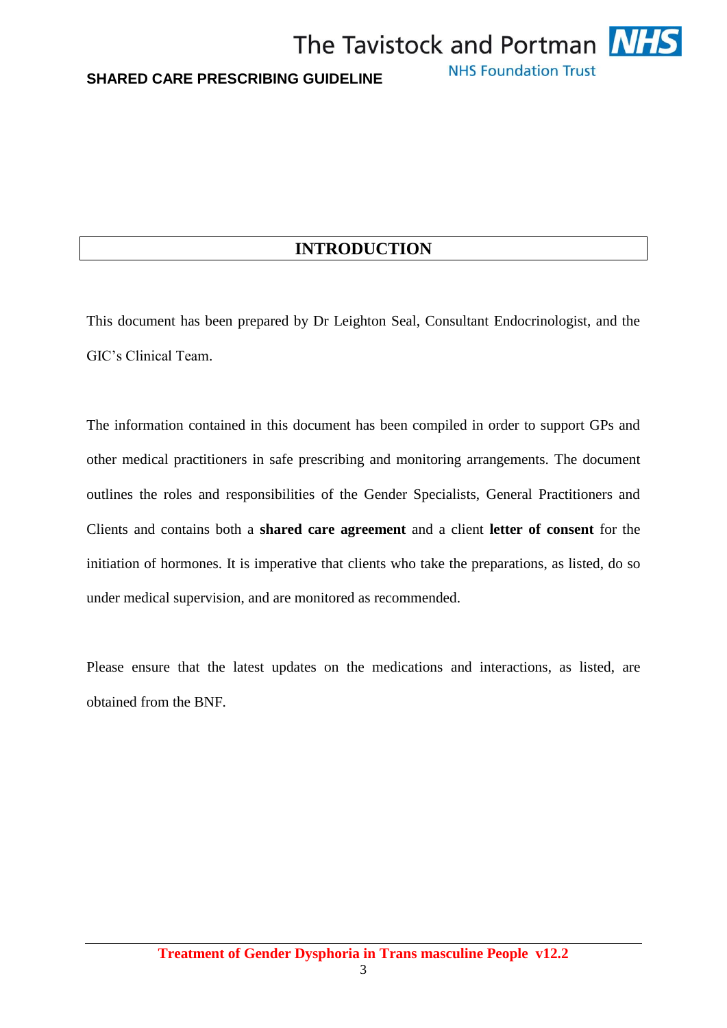# INTRODUCTION

This document has been prepared by Dr Leighton Seal, Consultant Endocrinologist, and the GIC's Clinical Team.

The information contained in this document has been compiled in order to support GPs and other medical practitioners in safe prescribing and monitoring arrangements. The document outlines the roles and responsibilities of the Gender Specialists, General Practitioners and Clients and contains both a **shared care agreement** and a client **letter of consent** for the initiation of hormones. It is imperative that clients who take the preparations, as listed, do so under medical supervision, and are monitored as recommended.

Please ensure that the latest updates on the medications and interactions, as listed, are obtained from the BNF.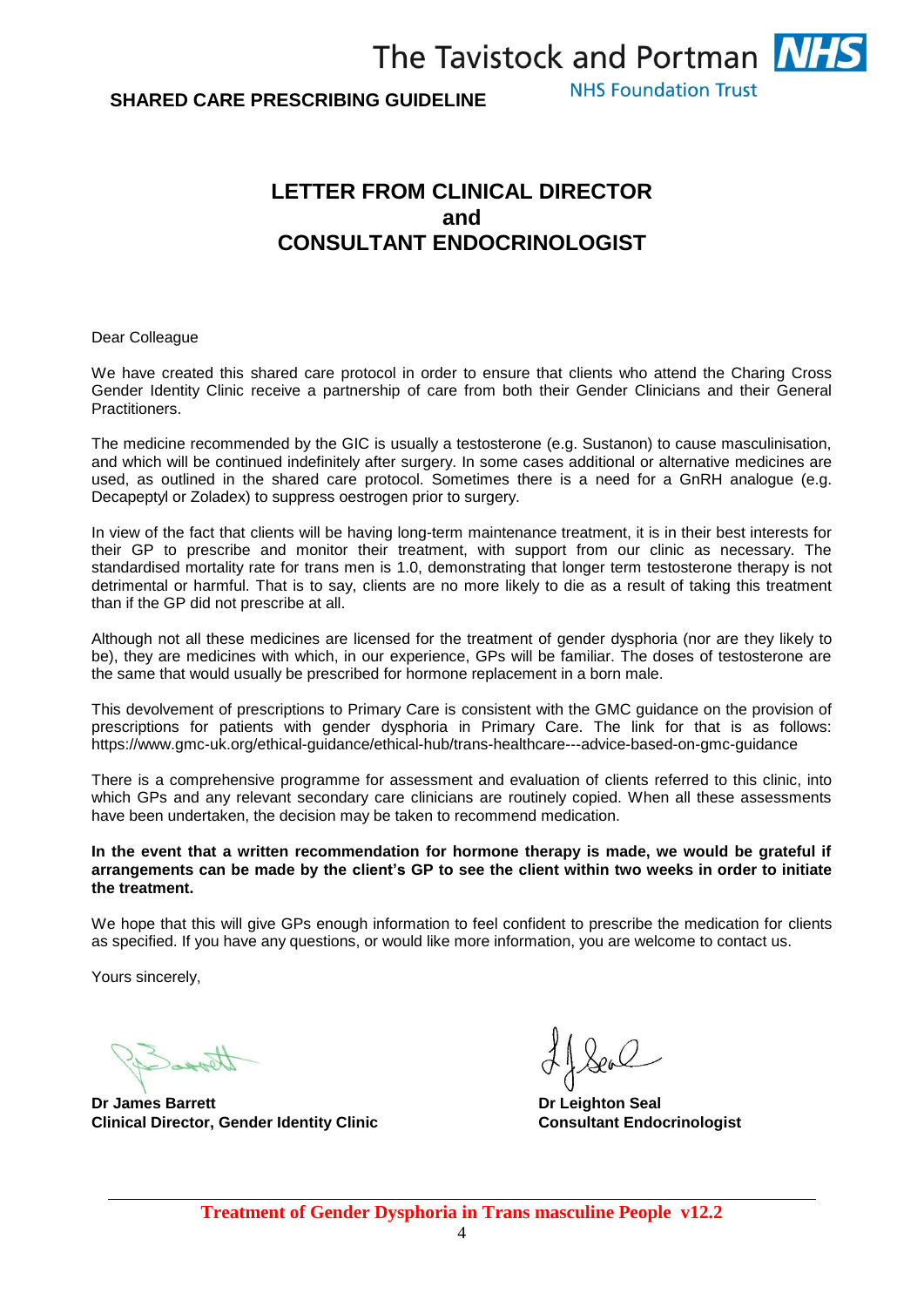**SHARED CARE PRESCRIBING GUIDELINE**

# LETTER FROM CLINICAL DIRECTOR and CONSULTANT ENDOCRINOLOGIST

Dear Colleague

We have created this shared care protocol in order to ensure that clients who attend the Charing Cross Gender Identity Clinic receive a partnership of care from both their Gender Clinicians and their General Practitioners.

The medicine recommended by the GIC is usually a testosterone (e.g. Sustanon) to cause masculinisation, and which will be continued indefinitely after surgery. In some cases additional or alternative medicines are used, as outlined in the shared care protocol. Sometimes there is a need for a GnRH analogue (e.g. Decapeptyl or Zoladex) to suppress oestrogen prior to surgery.

In view of the fact that clients will be having long-term maintenance treatment, it is in their best interests for their GP to prescribe and monitor their treatment, with support from our clinic as necessary. The standardised mortality rate for trans men is 1.0, demonstrating that longer term testosterone therapy is not detrimental or harmful. That is to say, clients are no more likely to die as a result of taking this treatment than if the GP did not prescribe at all.

Although not all these medicines are licensed for the treatment of gender dysphoria (nor are they likely to be), they are medicines with which, in our experience, GPs will be familiar. The doses of testosterone are the same that would usually be prescribed for hormone replacement in a born male.

This devolvement of prescriptions to Primary Care is consistent with the GMC guidance on the provision of prescriptions for patients with gender dysphoria in Primary Care. The link for that is as follows: https://www.gmc-uk.org/ethical-guidance/ethical-hub/trans-healthcare---advice-based-on-gmc-guidance

There is a comprehensive programme for assessment and evaluation of clients referred to this clinic, into which GPs and any relevant secondary care clinicians are routinely copied. When all these assessments have been undertaken, the decision may be taken to recommend medication.

**In the event that a written recommendation for hormone therapy is made, we would be grateful if arrangements can be made by the client's GP to see the client within two weeks in order to initiate the treatment.**

We hope that this will give GPs enough information to feel confident to prescribe the medication for clients as specified. If you have any questions, or would like more information, you are welcome to contact us.

Yours sincerely,

**Dr James Barrett**
**Clinical Director, Gender Identity Clinic**

**Dr Leighton Seal**
**Consultant Endocrinologist**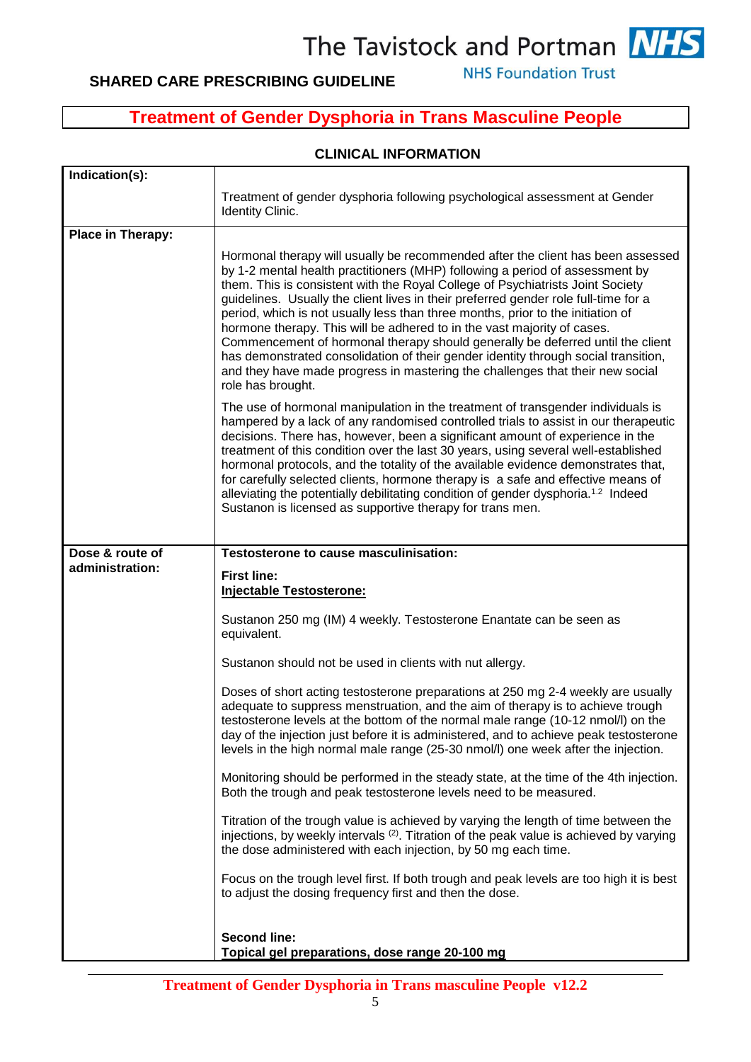**SHARED CARE PRESCRIBING GUIDELINE**

# Treatment of Gender Dysphoria in Trans Masculine People

## CLINICAL INFORMATION

| | |
|---|---|
| **Indication(s):** | Treatment of gender dysphoria following psychological assessment at Gender Identity Clinic. |
| **Place in Therapy:** | Hormonal therapy will usually be recommended after the client has been assessed by 1-2 mental health practitioners (MHP) following a period of assessment by them. This is consistent with the Royal College of Psychiatrists Joint Society guidelines. Usually the client lives in their preferred gender role full-time for a period, which is not usually less than three months, prior to the initiation of hormone therapy. This will be adhered to in the vast majority of cases. Commencement of hormonal therapy should generally be deferred until the client has demonstrated consolidation of their gender identity through social transition, and they have made progress in mastering the challenges that their new social role has brought.<br><br>The use of hormonal manipulation in the treatment of transgender individuals is hampered by a lack of any randomised controlled trials to assist in our therapeutic decisions. There has, however, been a significant amount of experience in the treatment of this condition over the last 30 years, using several well-established hormonal protocols, and the totality of the available evidence demonstrates that, for carefully selected clients, hormone therapy is a safe and effective means of alleviating the potentially debilitating condition of gender dysphoria.[1,2] Indeed Sustanon is licensed as supportive therapy for trans men. |
| **Dose & route of administration:** | **Testosterone to cause masculinisation:**<br><br>**First line:**<br>**Injectable Testosterone:**<br><br>Sustanon 250 mg (IM) 4 weekly. Testosterone Enantate can be seen as equivalent.<br><br>Sustanon should not be used in clients with nut allergy.<br><br>Doses of short acting testosterone preparations at 250 mg 2-4 weekly are usually adequate to suppress menstruation, and the aim of therapy is to achieve trough testosterone levels at the bottom of the normal male range (10-12 nmol/l) on the day of the injection just before it is administered, and to achieve peak testosterone levels in the high normal male range (25-30 nmol/l) one week after the injection.<br><br>Monitoring should be performed in the steady state, at the time of the 4th injection. Both the trough and peak testosterone levels need to be measured.<br><br>Titration of the trough value is achieved by varying the length of time between the injections, by weekly intervals [2]. Titration of the peak value is achieved by varying the dose administered with each injection, by 50 mg each time.<br><br>Focus on the trough level first. If both trough and peak levels are too high it is best to adjust the dosing frequency first and then the dose.<br><br>**Second line:**<br>**Topical gel preparations, dose range 20-100 mg** |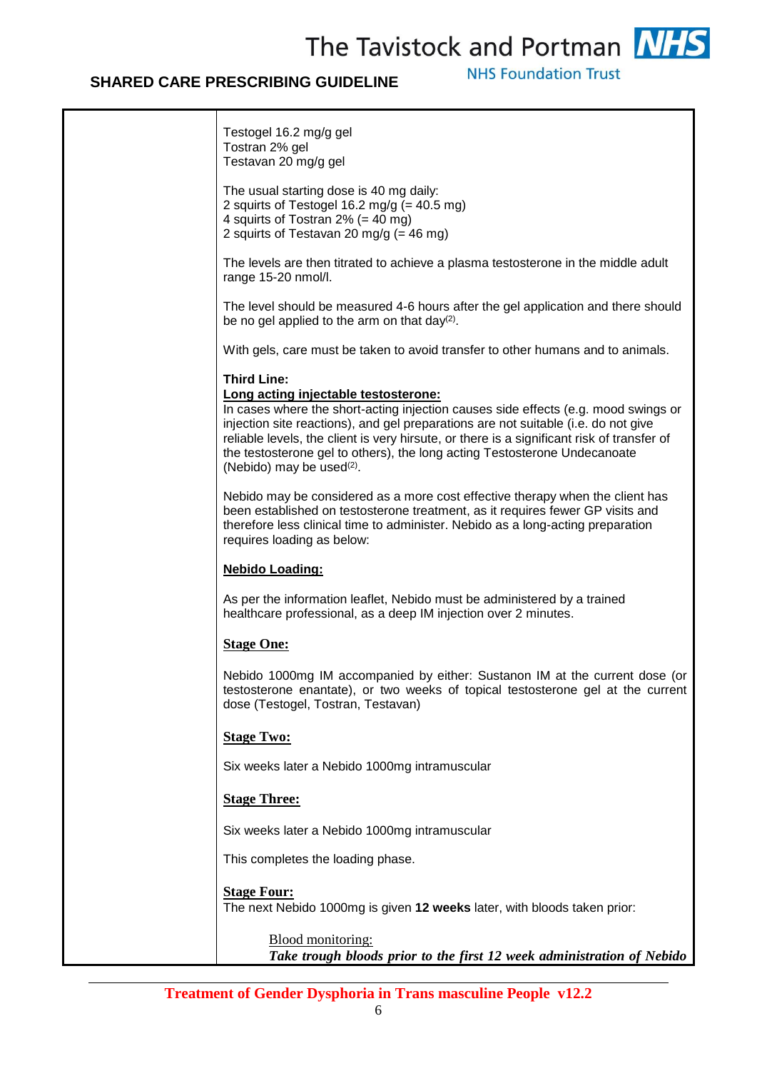Testogel 16.2 mg/g gel
Tostran 2% gel
Testavan 20 mg/g gel

The usual starting dose is 40 mg daily:
2 squirts of Testogel 16.2 mg/g (= 40.5 mg)
4 squirts of Tostran 2% (= 40 mg)
2 squirts of Testavan 20 mg/g (= 46 mg)

The levels are then titrated to achieve a plasma testosterone in the middle adult range 15-20 nmol/l.

The level should be measured 4-6 hours after the gel application and there should be no gel applied to the arm on that day[2].

With gels, care must be taken to avoid transfer to other humans and to animals.

**Third Line:**
**Long acting injectable testosterone:**
In cases where the short-acting injection causes side effects (e.g. mood swings or injection site reactions), and gel preparations are not suitable (i.e. do not give reliable levels, the client is very hirsute, or there is a significant risk of transfer of the testosterone gel to others), the long acting Testosterone Undecanoate (Nebido) may be used[2].

Nebido may be considered as a more cost effective therapy when the client has been established on testosterone treatment, as it requires fewer GP visits and therefore less clinical time to administer. Nebido as a long-acting preparation requires loading as below:

**Nebido Loading:**

As per the information leaflet, Nebido must be administered by a trained healthcare professional, as a deep IM injection over 2 minutes.

**Stage One:**

Nebido 1000mg IM accompanied by either: Sustanon IM at the current dose (or testosterone enantate), or two weeks of topical testosterone gel at the current dose (Testogel, Tostran, Testavan)

**Stage Two:**

Six weeks later a Nebido 1000mg intramuscular

**Stage Three:**

Six weeks later a Nebido 1000mg intramuscular

This completes the loading phase.

**Stage Four:**
The next Nebido 1000mg is given **12 weeks** later, with bloods taken prior:

Blood monitoring:
***Take trough bloods prior to the first 12 week administration of Nebido***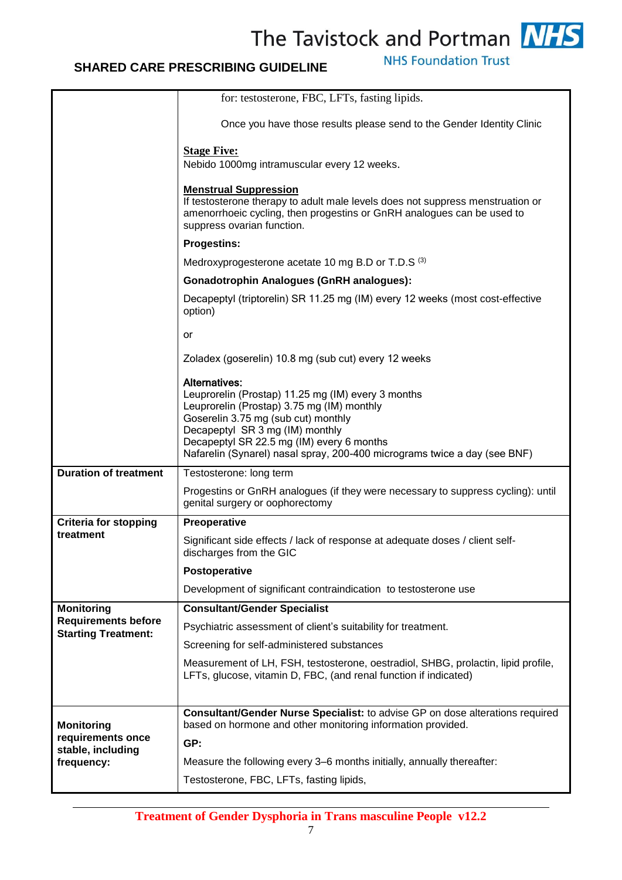| | |
|---|---|
| | for: testosterone, FBC, LFTs, fasting lipids.<br><br>Once you have those results please send to the Gender Identity Clinic<br><br>**Stage Five:**<br>Nebido 1000mg intramuscular every 12 weeks.<br><br>**Menstrual Suppression**<br>If testosterone therapy to adult male levels does not suppress menstruation or amenorrhoeic cycling, then progestins or GnRH analogues can be used to suppress ovarian function.<br><br>**Progestins:**<br><br>Medroxyprogesterone acetate 10 mg B.D or T.D.S [3]<br><br>**Gonadotrophin Analogues (GnRH analogues):**<br><br>Decapeptyl (triptorelin) SR 11.25 mg (IM) every 12 weeks (most cost-effective option)<br><br>or<br><br>Zoladex (goserelin) 10.8 mg (sub cut) every 12 weeks<br><br>**Alternatives:**<br>Leuprorelin (Prostap) 11.25 mg (IM) every 3 months<br>Leuprorelin (Prostap) 3.75 mg (IM) monthly<br>Goserelin 3.75 mg (sub cut) monthly<br>Decapeptyl SR 3 mg (IM) monthly<br>Decapeptyl SR 22.5 mg (IM) every 6 months<br>Nafarelin (Synarel) nasal spray, 200-400 micrograms twice a day (see BNF) |
| **Duration of treatment** | Testosterone: long term<br><br>Progestins or GnRH analogues (if they were necessary to suppress cycling): until genital surgery or oophorectomy |
| **Criteria for stopping treatment** | **Preoperative**<br><br>Significant side effects / lack of response at adequate doses / client self-discharges from the GIC<br><br>**Postoperative**<br><br>Development of significant contraindication to testosterone use |
| **Monitoring Requirements before Starting Treatment:** | **Consultant/Gender Specialist**<br><br>Psychiatric assessment of client's suitability for treatment.<br><br>Screening for self-administered substances<br><br>Measurement of LH, FSH, testosterone, oestradiol, SHBG, prolactin, lipid profile, LFTs, glucose, vitamin D, FBC, (and renal function if indicated) |
| **Monitoring requirements once stable, including frequency:** | **Consultant/Gender Nurse Specialist:** to advise GP on dose alterations required based on hormone and other monitoring information provided.<br><br>**GP:**<br><br>Measure the following every 3–6 months initially, annually thereafter:<br><br>Testosterone, FBC, LFTs, fasting lipids, |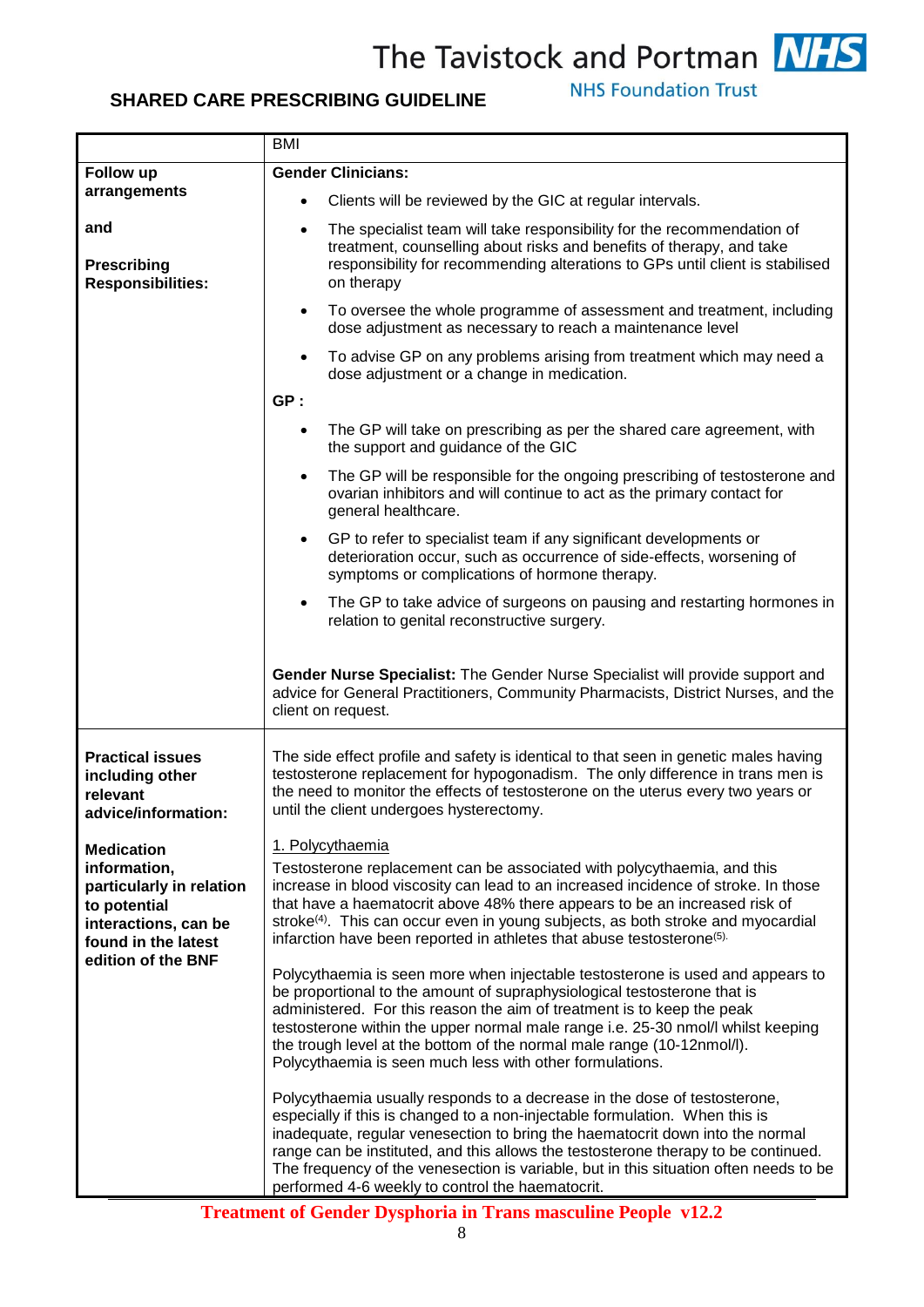| | |
|---|---|
| | BMI |
| **Follow up arrangements**<br><br>**and**<br><br>**Prescribing Responsibilities:** | **Gender Clinicians:**<br>• Clients will be reviewed by the GIC at regular intervals.<br>• The specialist team will take responsibility for the recommendation of treatment, counselling about risks and benefits of therapy, and take responsibility for recommending alterations to GPs until client is stabilised on therapy<br>• To oversee the whole programme of assessment and treatment, including dose adjustment as necessary to reach a maintenance level<br>• To advise GP on any problems arising from treatment which may need a dose adjustment or a change in medication.<br><br>**GP :**<br>• The GP will take on prescribing as per the shared care agreement, with the support and guidance of the GIC<br>• The GP will be responsible for the ongoing prescribing of testosterone and ovarian inhibitors and will continue to act as the primary contact for general healthcare.<br>• GP to refer to specialist team if any significant developments or deterioration occur, such as occurrence of side-effects, worsening of symptoms or complications of hormone therapy.<br>• The GP to take advice of surgeons on pausing and restarting hormones in relation to genital reconstructive surgery.<br><br>**Gender Nurse Specialist:** The Gender Nurse Specialist will provide support and advice for General Practitioners, Community Pharmacists, District Nurses, and the client on request. |
| **Practical issues including other relevant advice/information:**<br><br>**Medication information, particularly in relation to potential interactions, can be found in the latest edition of the BNF** | The side effect profile and safety is identical to that seen in genetic males having testosterone replacement for hypogonadism. The only difference in trans men is the need to monitor the effects of testosterone on the uterus every two years or until the client undergoes hysterectomy.<br><br>1. Polycythaemia<br>Testosterone replacement can be associated with polycythaemia, and this increase in blood viscosity can lead to an increased incidence of stroke. In those that have a haematocrit above 48% there appears to be an increased risk of stroke[4]. This can occur even in young subjects, as both stroke and myocardial infarction have been reported in athletes that abuse testosterone[5].<br><br>Polycythaemia is seen more when injectable testosterone is used and appears to be proportional to the amount of supraphysiological testosterone that is administered. For this reason the aim of treatment is to keep the peak testosterone within the upper normal male range i.e. 25-30 nmol/l whilst keeping the trough level at the bottom of the normal male range (10-12nmol/l). Polycythaemia is seen much less with other formulations.<br><br>Polycythaemia usually responds to a decrease in the dose of testosterone, especially if this is changed to a non-injectable formulation. When this is inadequate, regular venesection to bring the haematocrit down into the normal range can be instituted, and this allows the testosterone therapy to be continued. The frequency of the venesection is variable, but in this situation often needs to be performed 4-6 weekly to control the haematocrit. |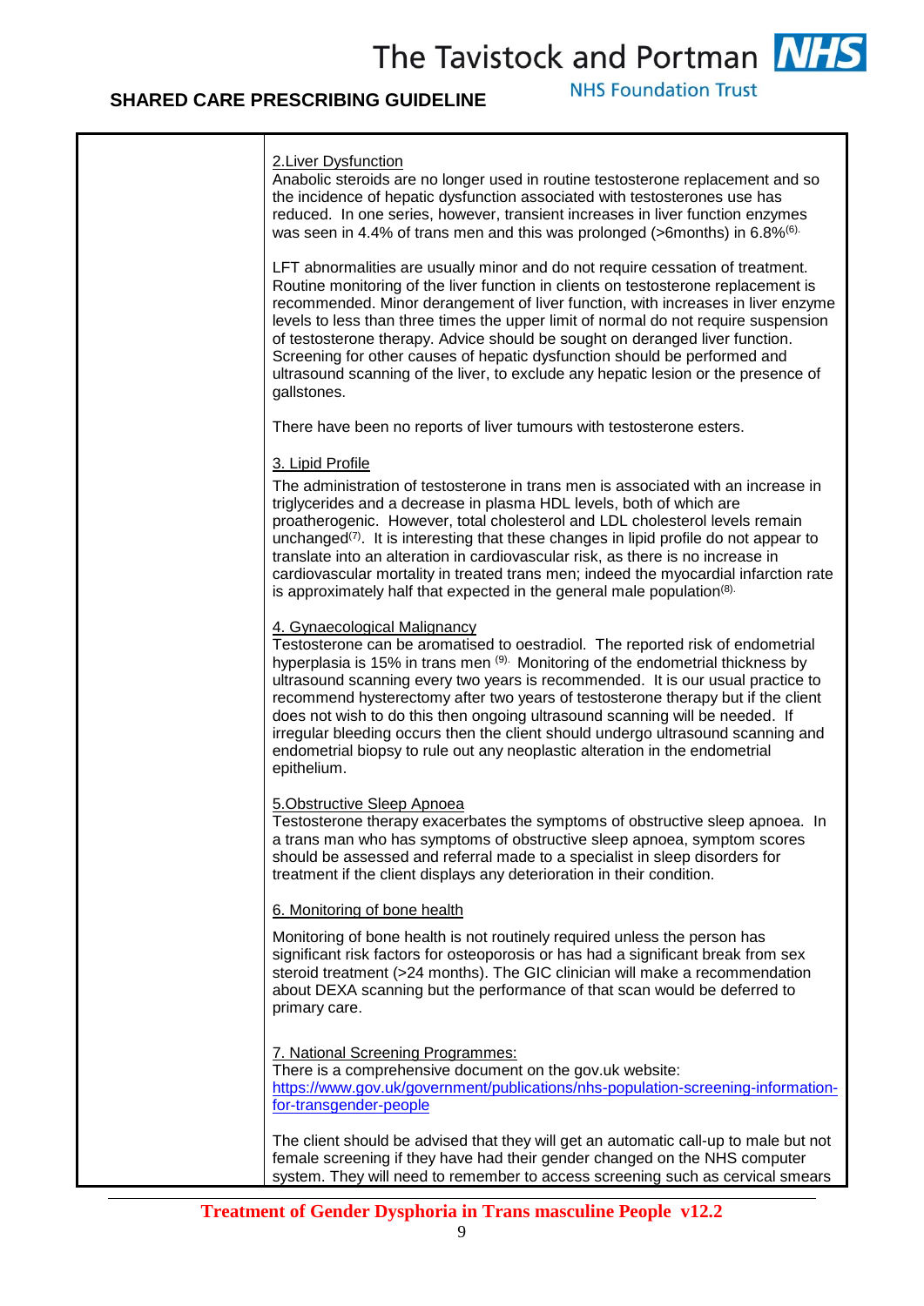2.Liver Dysfunction

Anabolic steroids are no longer used in routine testosterone replacement and so the incidence of hepatic dysfunction associated with testosterones use has reduced. In one series, however, transient increases in liver function enzymes was seen in 4.4% of trans men and this was prolonged (>6months) in 6.8%[6].

LFT abnormalities are usually minor and do not require cessation of treatment. Routine monitoring of the liver function in clients on testosterone replacement is recommended. Minor derangement of liver function, with increases in liver enzyme levels to less than three times the upper limit of normal do not require suspension of testosterone therapy. Advice should be sought on deranged liver function. Screening for other causes of hepatic dysfunction should be performed and ultrasound scanning of the liver, to exclude any hepatic lesion or the presence of gallstones.

There have been no reports of liver tumours with testosterone esters.

3. Lipid Profile

The administration of testosterone in trans men is associated with an increase in triglycerides and a decrease in plasma HDL levels, both of which are proatherogenic. However, total cholesterol and LDL cholesterol levels remain unchanged[7]. It is interesting that these changes in lipid profile do not appear to translate into an alteration in cardiovascular risk, as there is no increase in cardiovascular mortality in treated trans men; indeed the myocardial infarction rate is approximately half that expected in the general male population[8].

4. Gynaecological Malignancy

Testosterone can be aromatised to oestradiol. The reported risk of endometrial hyperplasia is 15% in trans men [9]. Monitoring of the endometrial thickness by ultrasound scanning every two years is recommended. It is our usual practice to recommend hysterectomy after two years of testosterone therapy but if the client does not wish to do this then ongoing ultrasound scanning will be needed. If irregular bleeding occurs then the client should undergo ultrasound scanning and endometrial biopsy to rule out any neoplastic alteration in the endometrial epithelium.

5.Obstructive Sleep Apnoea

Testosterone therapy exacerbates the symptoms of obstructive sleep apnoea. In a trans man who has symptoms of obstructive sleep apnoea, symptom scores should be assessed and referral made to a specialist in sleep disorders for treatment if the client displays any deterioration in their condition.

6. Monitoring of bone health

Monitoring of bone health is not routinely required unless the person has significant risk factors for osteoporosis or has had a significant break from sex steroid treatment (>24 months). The GIC clinician will make a recommendation about DEXA scanning but the performance of that scan would be deferred to primary care.

7. National Screening Programmes:

There is a comprehensive document on the gov.uk website: https://www.gov.uk/government/publications/nhs-population-screening-information-for-transgender-people

The client should be advised that they will get an automatic call-up to male but not female screening if they have had their gender changed on the NHS computer system. They will need to remember to access screening such as cervical smears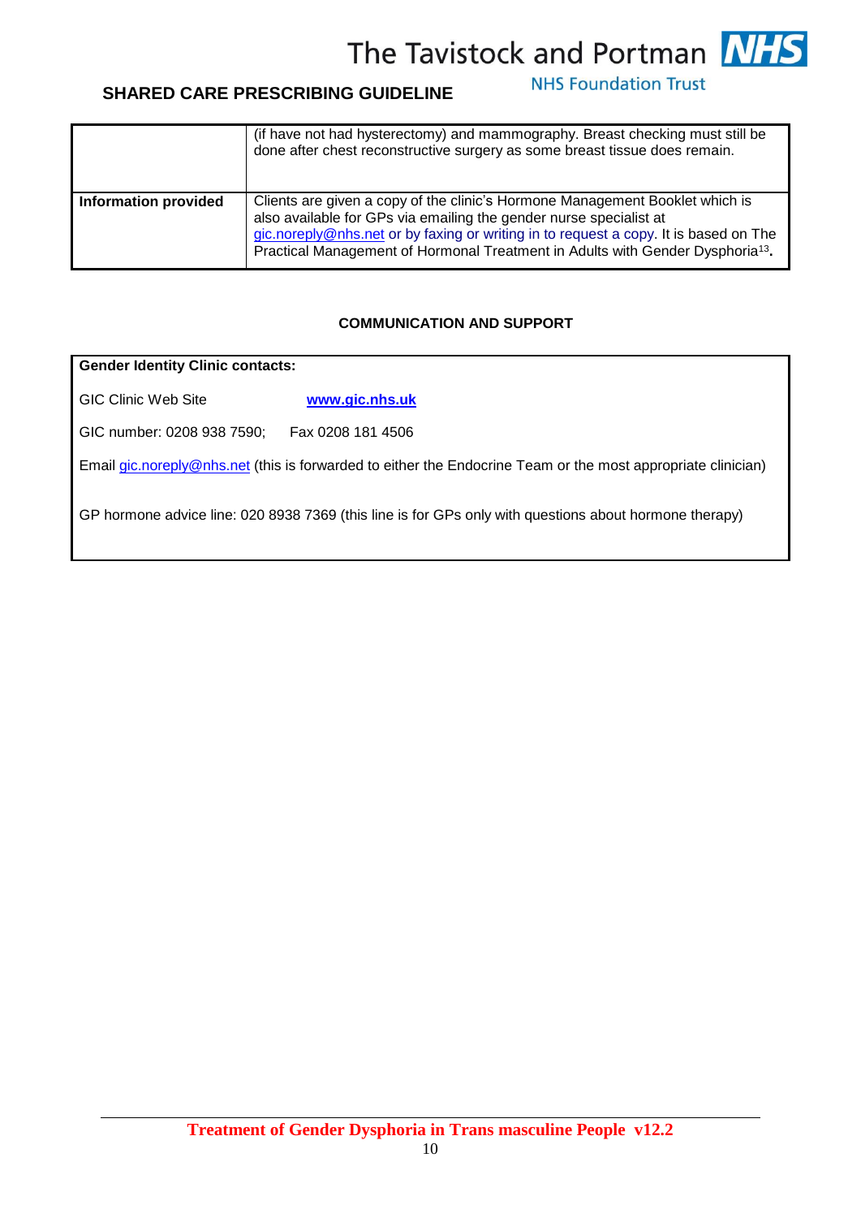| | |
|---|---|
| | (if have not had hysterectomy) and mammography. Breast checking must still be done after chest reconstructive surgery as some breast tissue does remain. |
| **Information provided** | Clients are given a copy of the clinic's Hormone Management Booklet which is also available for GPs via emailing the gender nurse specialist at gic.noreply@nhs.net or by faxing or writing in to request a copy. It is based on The Practical Management of Hormonal Treatment in Adults with Gender Dysphoria[13]. |

**COMMUNICATION AND SUPPORT**

| **Gender Identity Clinic contacts:** |
|---|
| GIC Clinic Web Site **www.gic.nhs.uk** |
| GIC number: 0208 938 7590; Fax 0208 181 4506 |
| Email gic.noreply@nhs.net (this is forwarded to either the Endocrine Team or the most appropriate clinician) |
| GP hormone advice line: 020 8938 7369 (this line is for GPs only with questions about hormone therapy) |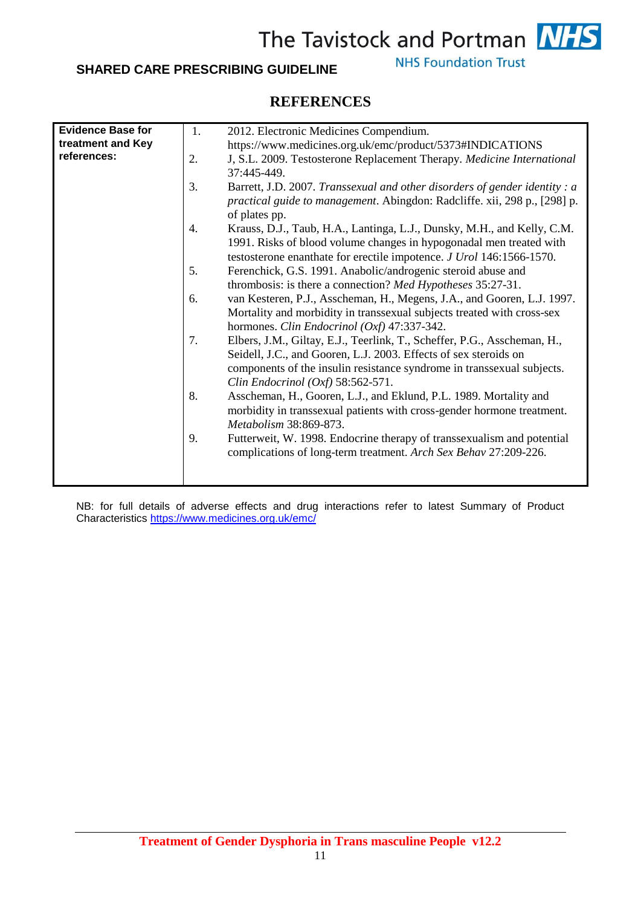## REFERENCES

| Evidence Base for treatment and Key references: | |
|---|---|
| | 1. 2012. Electronic Medicines Compendium. https://www.medicines.org.uk/emc/product/5373#INDICATIONS<br>2. J, S.L. 2009. Testosterone Replacement Therapy. *Medicine International* 37:445-449.<br>3. Barrett, J.D. 2007. *Transsexual and other disorders of gender identity : a practical guide to management*. Abingdon: Radcliffe. xii, 298 p., [298] p. of plates pp.<br>4. Krauss, D.J., Taub, H.A., Lantinga, L.J., Dunsky, M.H., and Kelly, C.M. 1991. Risks of blood volume changes in hypogonadal men treated with testosterone enanthate for erectile impotence. *J Urol* 146:1566-1570.<br>5. Ferenchick, G.S. 1991. Anabolic/androgenic steroid abuse and thrombosis: is there a connection? *Med Hypotheses* 35:27-31.<br>6. van Kesteren, P.J., Asscheman, H., Megens, J.A., and Gooren, L.J. 1997. Mortality and morbidity in transsexual subjects treated with cross-sex hormones. *Clin Endocrinol (Oxf)* 47:337-342.<br>7. Elbers, J.M., Giltay, E.J., Teerlink, T., Scheffer, P.G., Asscheman, H., Seidell, J.C., and Gooren, L.J. 2003. Effects of sex steroids on components of the insulin resistance syndrome in transsexual subjects. *Clin Endocrinol (Oxf)* 58:562-571.<br>8. Asscheman, H., Gooren, L.J., and Eklund, P.L. 1989. Mortality and morbidity in transsexual patients with cross-gender hormone treatment. *Metabolism* 38:869-873.<br>9. Futterweit, W. 1998. Endocrine therapy of transsexualism and potential complications of long-term treatment. *Arch Sex Behav* 27:209-226. |

NB: for full details of adverse effects and drug interactions refer to latest Summary of Product Characteristics https://www.medicines.org.uk/emc/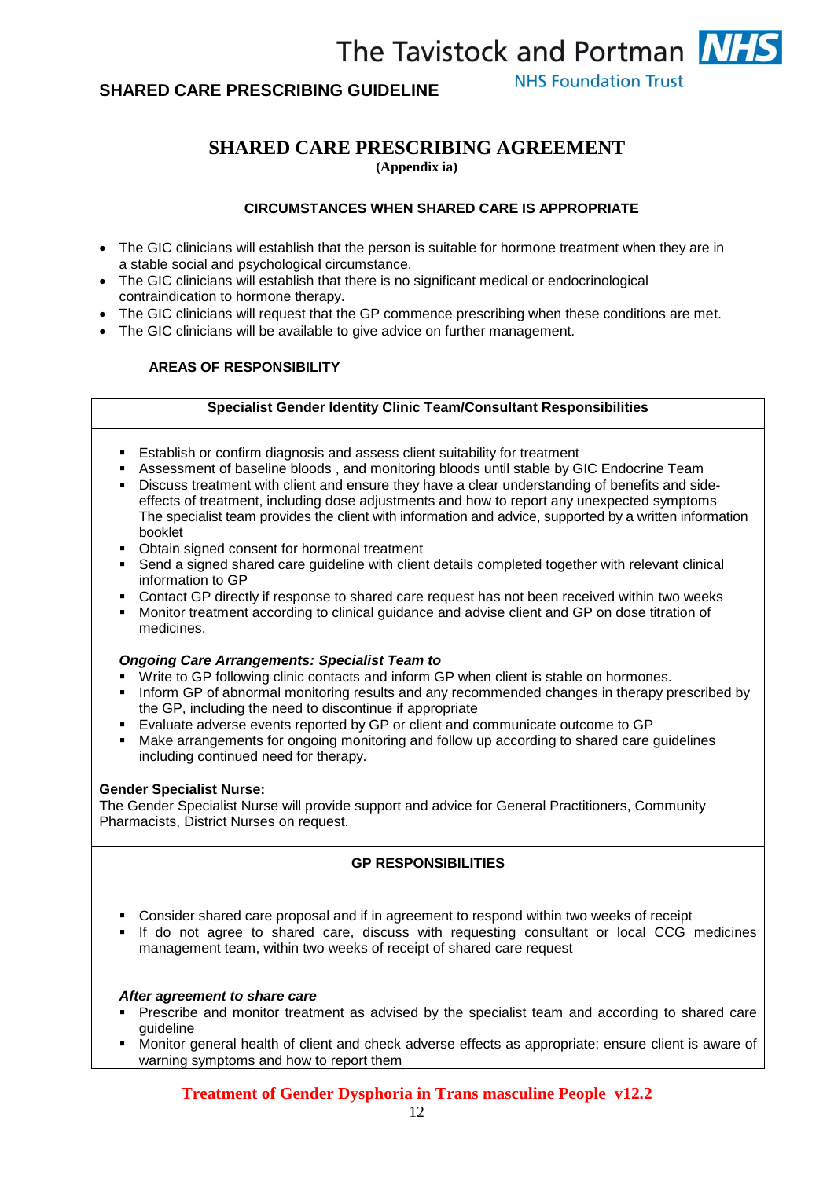# SHARED CARE PRESCRIBING AGREEMENT

**(Appendix ia)**

### CIRCUMSTANCES WHEN SHARED CARE IS APPROPRIATE

- The GIC clinicians will establish that the person is suitable for hormone treatment when they are in a stable social and psychological circumstance.
- The GIC clinicians will establish that there is no significant medical or endocrinological contraindication to hormone therapy.
- The GIC clinicians will request that the GP commence prescribing when these conditions are met.
- The GIC clinicians will be available to give advice on further management.

### AREAS OF RESPONSIBILITY

#### Specialist Gender Identity Clinic Team/Consultant Responsibilities

- Establish or confirm diagnosis and assess client suitability for treatment
- Assessment of baseline bloods , and monitoring bloods until stable by GIC Endocrine Team
- Discuss treatment with client and ensure they have a clear understanding of benefits and side-effects of treatment, including dose adjustments and how to report any unexpected symptoms The specialist team provides the client with information and advice, supported by a written information booklet
- Obtain signed consent for hormonal treatment
- Send a signed shared care guideline with client details completed together with relevant clinical information to GP
- Contact GP directly if response to shared care request has not been received within two weeks
- Monitor treatment according to clinical guidance and advise client and GP on dose titration of medicines.

***Ongoing Care Arrangements: Specialist Team to***

- Write to GP following clinic contacts and inform GP when client is stable on hormones.
- Inform GP of abnormal monitoring results and any recommended changes in therapy prescribed by the GP, including the need to discontinue if appropriate
- Evaluate adverse events reported by GP or client and communicate outcome to GP
- Make arrangements for ongoing monitoring and follow up according to shared care guidelines including continued need for therapy.

**Gender Specialist Nurse:**

The Gender Specialist Nurse will provide support and advice for General Practitioners, Community Pharmacists, District Nurses on request.

#### GP RESPONSIBILITIES

- Consider shared care proposal and if in agreement to respond within two weeks of receipt
- If do not agree to shared care, discuss with requesting consultant or local CCG medicines management team, within two weeks of receipt of shared care request

***After agreement to share care***

- Prescribe and monitor treatment as advised by the specialist team and according to shared care guideline
- Monitor general health of client and check adverse effects as appropriate; ensure client is aware of warning symptoms and how to report them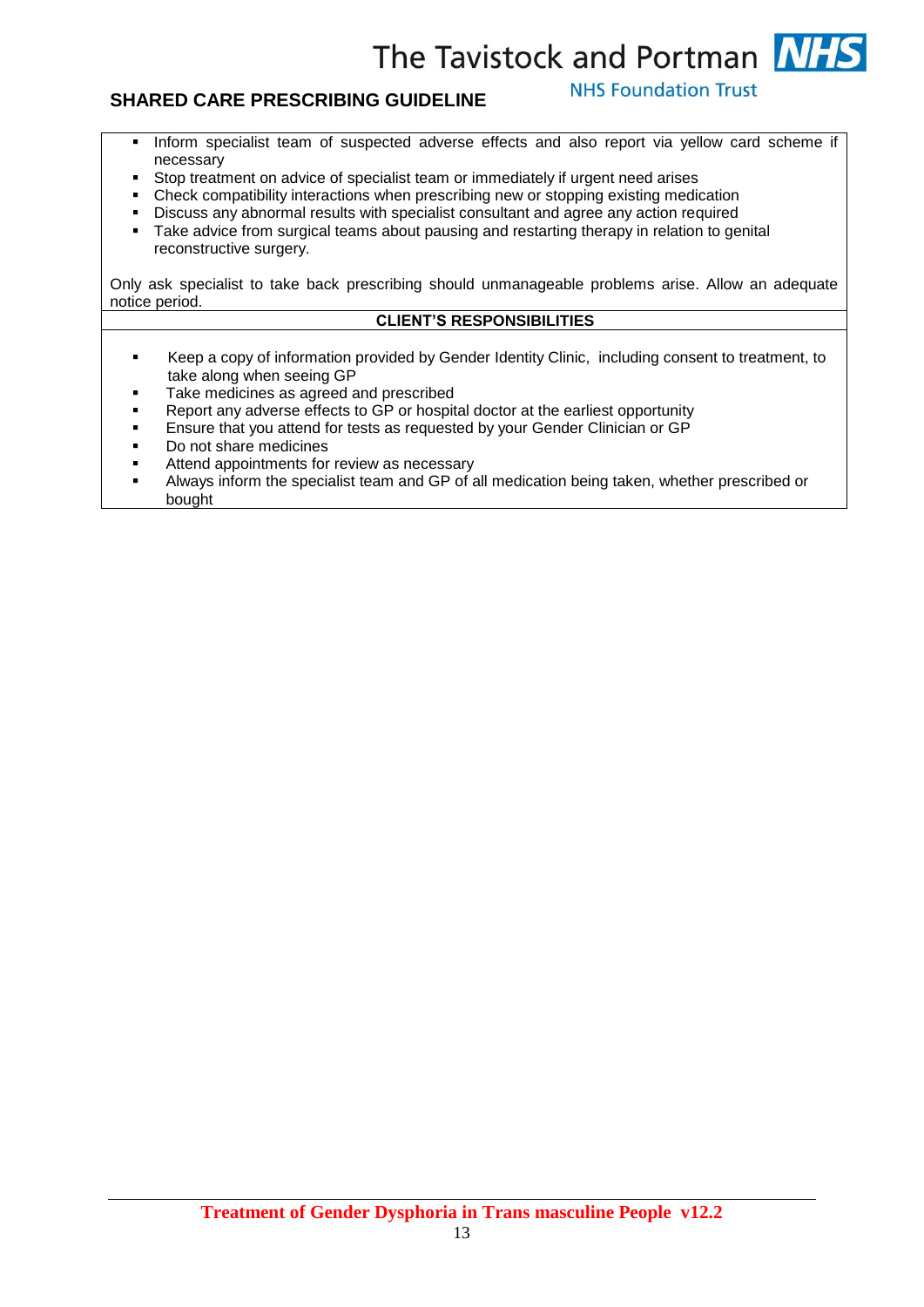- Inform specialist team of suspected adverse effects and also report via yellow card scheme if necessary
- Stop treatment on advice of specialist team or immediately if urgent need arises
- Check compatibility interactions when prescribing new or stopping existing medication
- Discuss any abnormal results with specialist consultant and agree any action required
- Take advice from surgical teams about pausing and restarting therapy in relation to genital reconstructive surgery.

Only ask specialist to take back prescribing should unmanageable problems arise. Allow an adequate notice period.

**CLIENT'S RESPONSIBILITIES**

- Keep a copy of information provided by Gender Identity Clinic, including consent to treatment, to take along when seeing GP
- Take medicines as agreed and prescribed
- Report any adverse effects to GP or hospital doctor at the earliest opportunity
- Ensure that you attend for tests as requested by your Gender Clinician or GP
- Do not share medicines
- Attend appointments for review as necessary
- Always inform the specialist team and GP of all medication being taken, whether prescribed or bought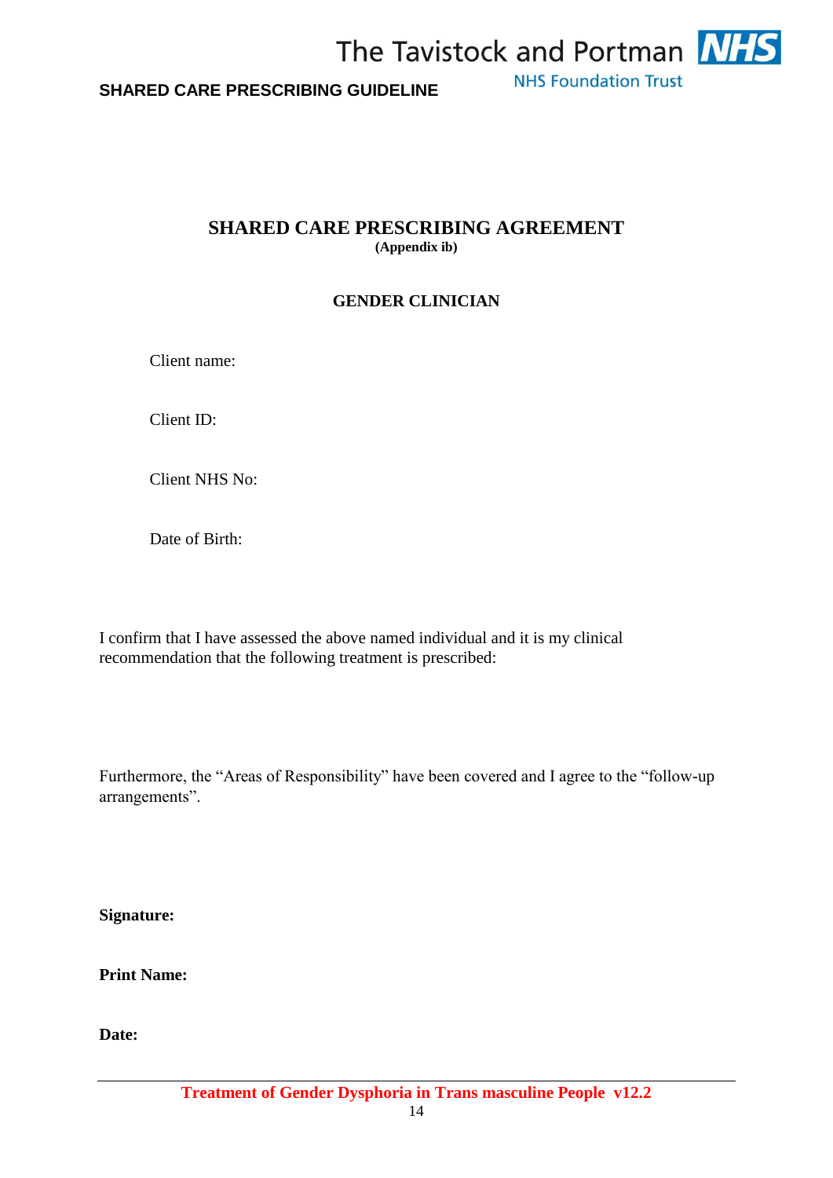# SHARED CARE PRESCRIBING AGREEMENT

**(Appendix ib)**

## GENDER CLINICIAN

Client name:

Client ID:

Client NHS No:

Date of Birth:

I confirm that I have assessed the above named individual and it is my clinical recommendation that the following treatment is prescribed:

Furthermore, the “Areas of Responsibility” have been covered and I agree to the “follow-up arrangements”.

**Signature:**

**Print Name:**

**Date:**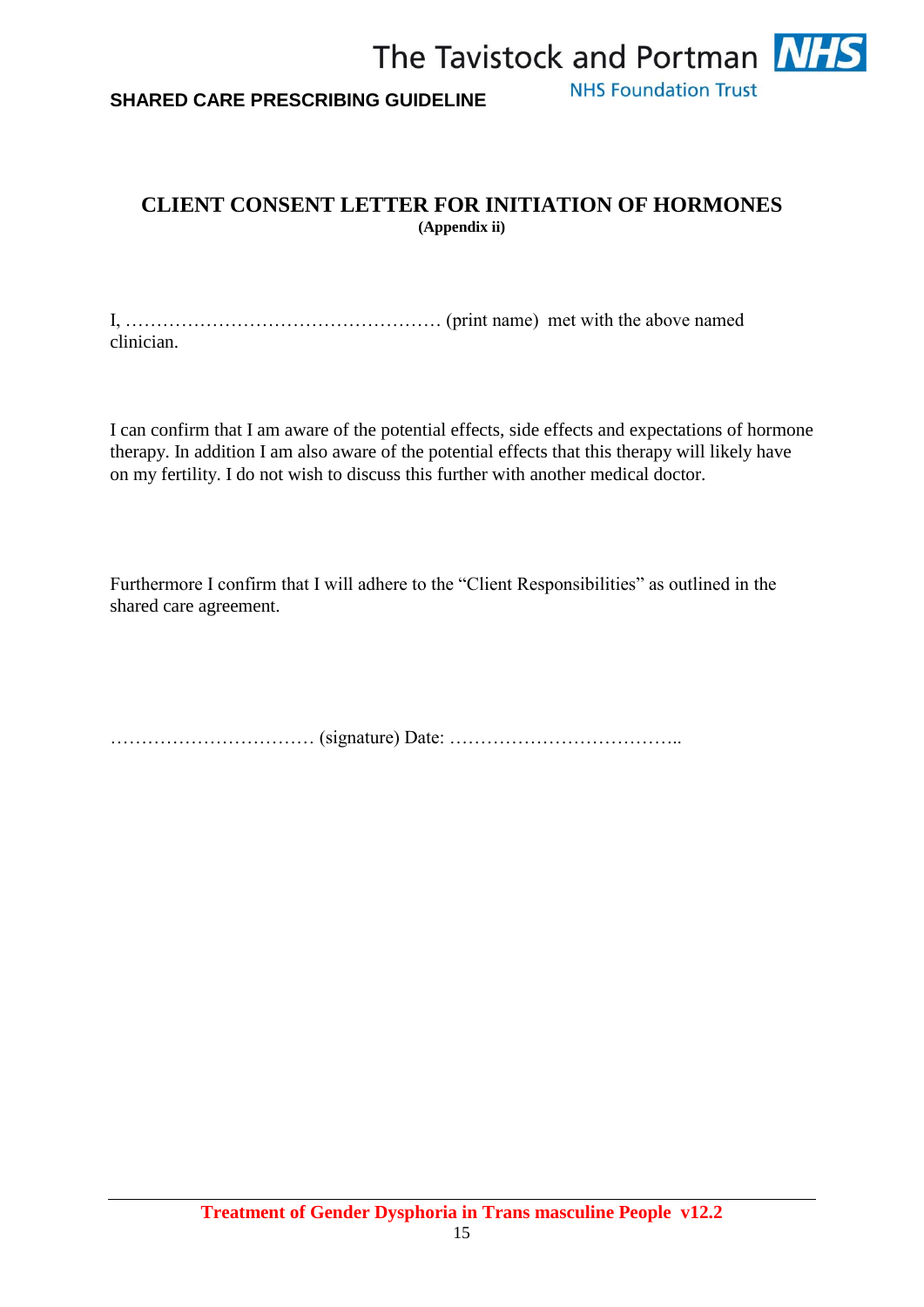## CLIENT CONSENT LETTER FOR INITIATION OF HORMONES

**(Appendix ii)**

I, …………………………………………… (print name) met with the above named clinician.

I can confirm that I am aware of the potential effects, side effects and expectations of hormone therapy. In addition I am also aware of the potential effects that this therapy will likely have on my fertility. I do not wish to discuss this further with another medical doctor.

Furthermore I confirm that I will adhere to the "Client Responsibilities" as outlined in the shared care agreement.

…………………………… (signature) Date: ………………………………..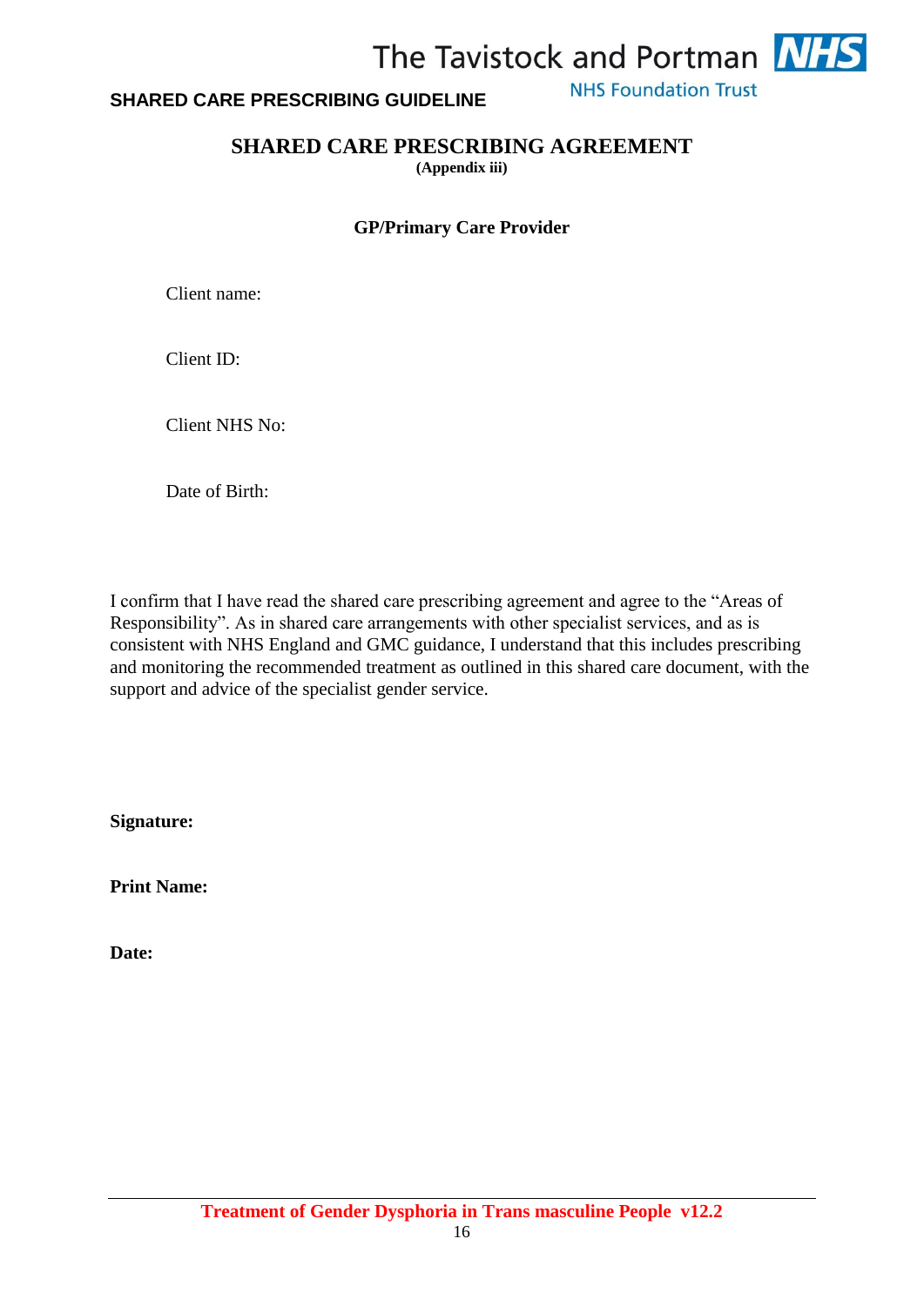# SHARED CARE PRESCRIBING AGREEMENT

**(Appendix iii)**

**GP/Primary Care Provider**

Client name:

Client ID:

Client NHS No:

Date of Birth:

I confirm that I have read the shared care prescribing agreement and agree to the "Areas of Responsibility". As in shared care arrangements with other specialist services, and as is consistent with NHS England and GMC guidance, I understand that this includes prescribing and monitoring the recommended treatment as outlined in this shared care document, with the support and advice of the specialist gender service.

**Signature:**

**Print Name:**

**Date:**